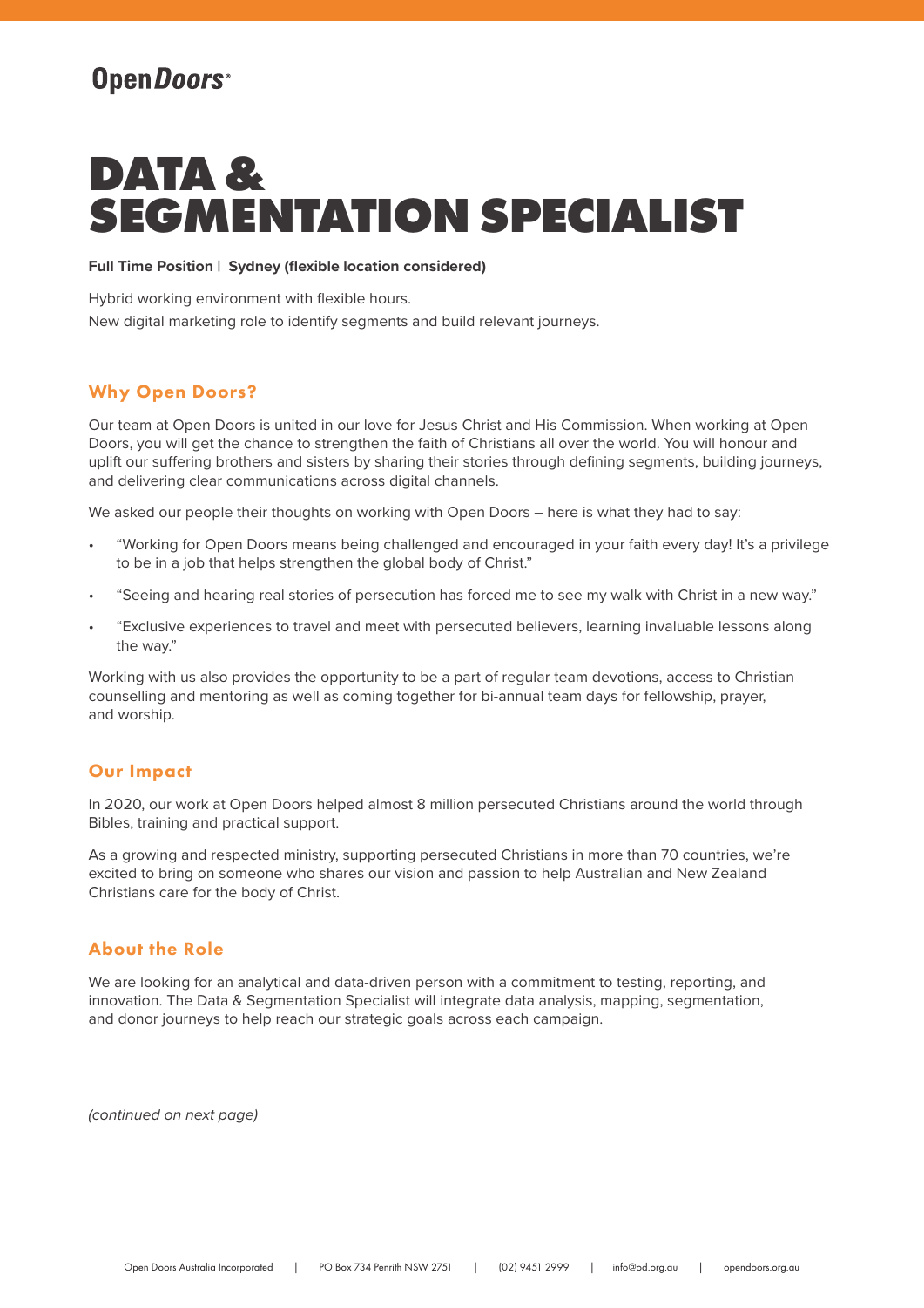Open*Doors*

# DATA & SEGMENTATION SPECIALIST

**Full Time Position | Sydney (flexible location considered)**

Hybrid working environment with flexible hours.

New digital marketing role to identify segments and build relevant journeys.

## Why Open Doors?

Our team at Open Doors is united in our love for Jesus Christ and His Commission. When working at Open Doors, you will get the chance to strengthen the faith of Christians all over the world. You will honour and uplift our suffering brothers and sisters by sharing their stories through defining segments, building journeys, and delivering clear communications across digital channels.

We asked our people their thoughts on working with Open Doors – here is what they had to say:

- "Working for Open Doors means being challenged and encouraged in your faith every day! It's a privilege to be in a job that helps strengthen the global body of Christ."
- "Seeing and hearing real stories of persecution has forced me to see my walk with Christ in a new way."
- "Exclusive experiences to travel and meet with persecuted believers, learning invaluable lessons along the way."

Working with us also provides the opportunity to be a part of regular team devotions, access to Christian counselling and mentoring as well as coming together for bi-annual team days for fellowship, prayer, and worship.

## Our Impact

In 2020, our work at Open Doors helped almost 8 million persecuted Christians around the world through Bibles, training and practical support.

As a growing and respected ministry, supporting persecuted Christians in more than 70 countries, we're excited to bring on someone who shares our vision and passion to help Australian and New Zealand Christians care for the body of Christ.

## About the Role

We are looking for an analytical and data-driven person with a commitment to testing, reporting, and innovation. The Data & Segmentation Specialist will integrate data analysis, mapping, segmentation, and donor journeys to help reach our strategic goals across each campaign.

*(continued on next page)*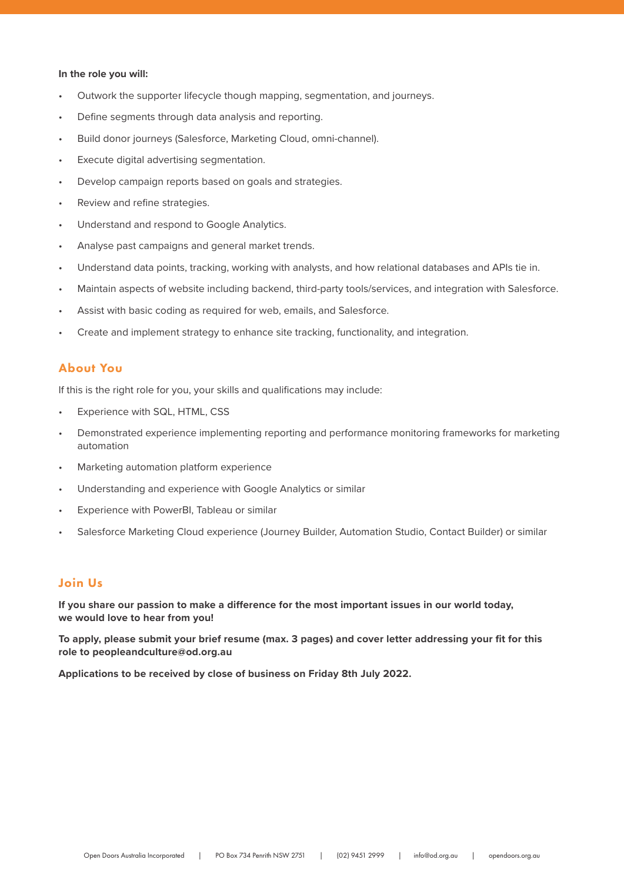**In the role you will:**

- Outwork the supporter lifecycle though mapping, segmentation, and journeys.
- Define segments through data analysis and reporting.
- Build donor journeys (Salesforce, Marketing Cloud, omni-channel).
- Execute digital advertising segmentation.
- Develop campaign reports based on goals and strategies.
- Review and refine strategies.
- Understand and respond to Google Analytics.
- Analyse past campaigns and general market trends.
- Understand data points, tracking, working with analysts, and how relational databases and APIs tie in.
- Maintain aspects of website including backend, third-party tools/services, and integration with Salesforce.
- Assist with basic coding as required for web, emails, and Salesforce.
- Create and implement strategy to enhance site tracking, functionality, and integration.

## About You

If this is the right role for you, your skills and qualifications may include:

- Experience with SQL, HTML, CSS
- Demonstrated experience implementing reporting and performance monitoring frameworks for marketing automation
- Marketing automation platform experience
- Understanding and experience with Google Analytics or similar
- Experience with PowerBI, Tableau or similar
- Salesforce Marketing Cloud experience (Journey Builder, Automation Studio, Contact Builder) or similar

## Join Us

**If you share our passion to make a difference for the most important issues in our world today, we would love to hear from you!**

**To apply, please submit your brief resume (max. 3 pages) and cover letter addressing your fit for this role to peopleandculture@od.org.au**

**Applications to be received by close of business on Friday 8th July 2022.**